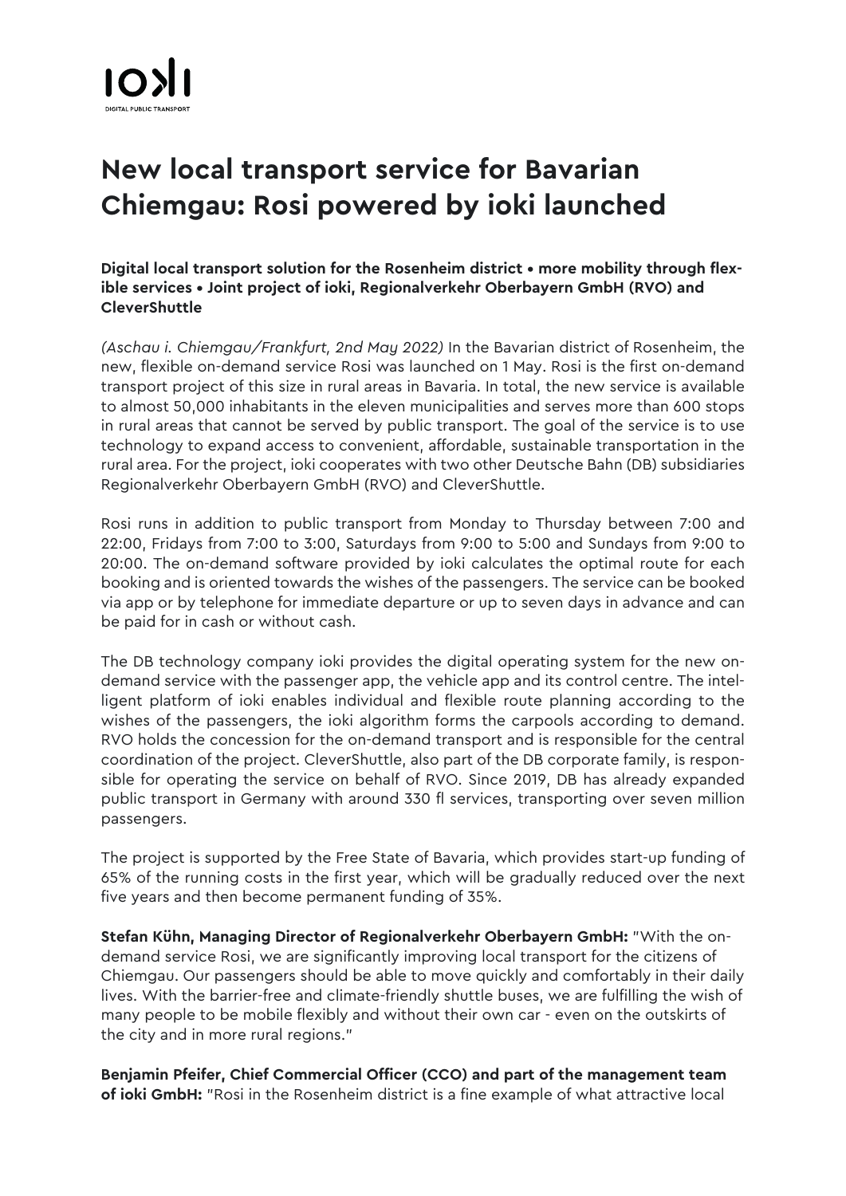# New local transport service for Bavarian Chiemgau: Rosi powered by ioki launched

**Digital local transport solution for the Rosenheim district • more mobility through flexible services • Joint project of ioki, Regionalverkehr Oberbayern GmbH (RVO) and CleverShuttle**

*(Aschau i. Chiemgau/Frankfurt, 2nd May 2022)* In the Bavarian district of Rosenheim, the new, flexible on-demand service Rosi was launched on 1 May. Rosi is the first on-demand transport project of this size in rural areas in Bavaria. In total, the new service is available to almost 50,000 inhabitants in the eleven municipalities and serves more than 600 stops in rural areas that cannot be served by public transport. The goal of the service is to use technology to expand access to convenient, affordable, sustainable transportation in the rural area. For the project, ioki cooperates with two other Deutsche Bahn (DB) subsidiaries Regionalverkehr Oberbayern GmbH (RVO) and CleverShuttle.

Rosi runs in addition to public transport from Monday to Thursday between 7:00 and 22:00, Fridays from 7:00 to 3:00, Saturdays from 9:00 to 5:00 and Sundays from 9:00 to 20:00. The on-demand software provided by ioki calculates the optimal route for each booking and is oriented towards the wishes of the passengers. The service can be booked via app or by telephone for immediate departure or up to seven days in advance and can be paid for in cash or without cash.

The DB technology company ioki provides the digital operating system for the new on-demand service with the passenger app, the vehicle app and its control centre. The intelligent platform of ioki enables individual and flexible route planning according to the wishes of the passengers, the ioki algorithm forms the carpools according to demand. RVO holds the concession for the on-demand transport and is responsible for the central coordination of the project. CleverShuttle, also part of the DB corporate family, is responsible for operating the service on behalf of RVO. Since 2019, DB has already expanded public transport in Germany with around 330 fl services, transporting over seven million passengers.

The project is supported by the Free State of Bavaria, which provides start-up funding of 65% of the running costs in the first year, which will be gradually reduced over the next five years and then become permanent funding of 35%.

**Stefan Kühn, Managing Director of Regionalverkehr Oberbayern GmbH:** "With the on-demand service Rosi, we are significantly improving local transport for the citizens of Chiemgau. Our passengers should be able to move quickly and comfortably in their daily lives. With the barrier-free and climate-friendly shuttle buses, we are fulfilling the wish of many people to be mobile flexibly and without their own car - even on the outskirts of the city and in more rural regions."

**Benjamin Pfeifer, Chief Commercial Officer (CCO) and part of the management team of ioki GmbH:** "Rosi in the Rosenheim district is a fine example of what attractive local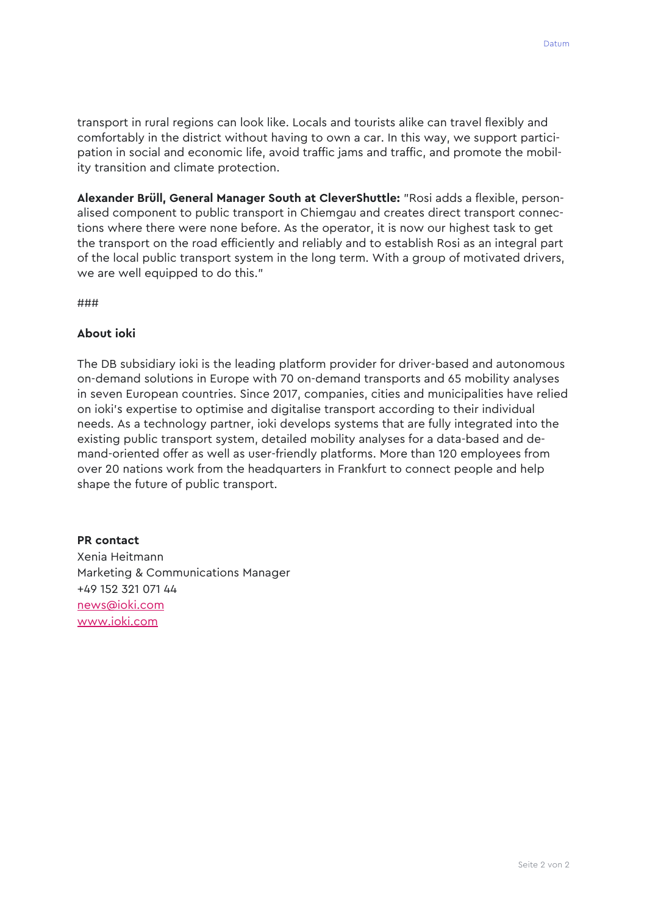transport in rural regions can look like. Locals and tourists alike can travel flexibly and comfortably in the district without having to own a car. In this way, we support participation in social and economic life, avoid traffic jams and traffic, and promote the mobility transition and climate protection.

**Alexander Brüll, General Manager South at CleverShuttle:** "Rosi adds a flexible, personalised component to public transport in Chiemgau and creates direct transport connections where there were none before. As the operator, it is now our highest task to get the transport on the road efficiently and reliably and to establish Rosi as an integral part of the local public transport system in the long term. With a group of motivated drivers, we are well equipped to do this."

###

**About ioki**

The DB subsidiary ioki is the leading platform provider for driver-based and autonomous on-demand solutions in Europe with 70 on-demand transports and 65 mobility analyses in seven European countries. Since 2017, companies, cities and municipalities have relied on ioki's expertise to optimise and digitalise transport according to their individual needs. As a technology partner, ioki develops systems that are fully integrated into the existing public transport system, detailed mobility analyses for a data-based and demand-oriented offer as well as user-friendly platforms. More than 120 employees from over 20 nations work from the headquarters in Frankfurt to connect people and help shape the future of public transport.

**PR contact**
Xenia Heitmann
Marketing & Communications Manager
+49 152 321 071 44
[news@ioki.com](mailto:news@ioki.com)
[www.ioki.com](http://www.ioki.com)